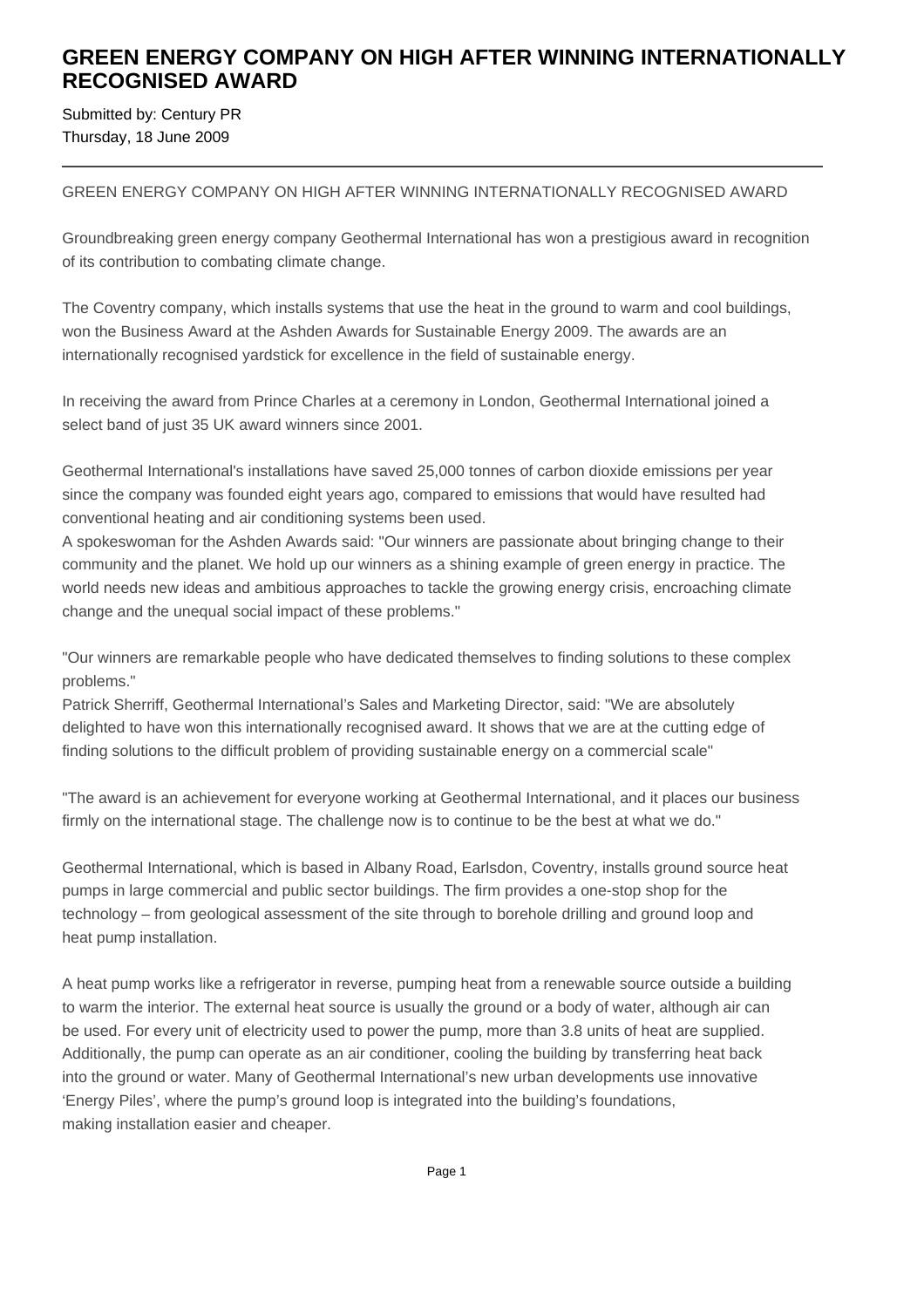# GREEN ENERGY COMPANY ON HIGH AFTER WINNING INTERNATIONALLY RECOGNISED AWARD

Submitted by: Century PR
Thursday, 18 June 2009

---

GREEN ENERGY COMPANY ON HIGH AFTER WINNING INTERNATIONALLY RECOGNISED AWARD

Groundbreaking green energy company Geothermal International has won a prestigious award in recognition of its contribution to combating climate change.

The Coventry company, which installs systems that use the heat in the ground to warm and cool buildings, won the Business Award at the Ashden Awards for Sustainable Energy 2009. The awards are an internationally recognised yardstick for excellence in the field of sustainable energy.

In receiving the award from Prince Charles at a ceremony in London, Geothermal International joined a select band of just 35 UK award winners since 2001.

Geothermal International's installations have saved 25,000 tonnes of carbon dioxide emissions per year since the company was founded eight years ago, compared to emissions that would have resulted had conventional heating and air conditioning systems been used.
A spokeswoman for the Ashden Awards said: "Our winners are passionate about bringing change to their community and the planet. We hold up our winners as a shining example of green energy in practice. The world needs new ideas and ambitious approaches to tackle the growing energy crisis, encroaching climate change and the unequal social impact of these problems."

"Our winners are remarkable people who have dedicated themselves to finding solutions to these complex problems."
Patrick Sherriff, Geothermal International's Sales and Marketing Director, said: "We are absolutely delighted to have won this internationally recognised award. It shows that we are at the cutting edge of finding solutions to the difficult problem of providing sustainable energy on a commercial scale"

"The award is an achievement for everyone working at Geothermal International, and it places our business firmly on the international stage. The challenge now is to continue to be the best at what we do."

Geothermal International, which is based in Albany Road, Earlsdon, Coventry, installs ground source heat pumps in large commercial and public sector buildings. The firm provides a one-stop shop for the technology – from geological assessment of the site through to borehole drilling and ground loop and heat pump installation.

A heat pump works like a refrigerator in reverse, pumping heat from a renewable source outside a building to warm the interior. The external heat source is usually the ground or a body of water, although air can be used. For every unit of electricity used to power the pump, more than 3.8 units of heat are supplied. Additionally, the pump can operate as an air conditioner, cooling the building by transferring heat back into the ground or water. Many of Geothermal International's new urban developments use innovative 'Energy Piles', where the pump's ground loop is integrated into the building's foundations, making installation easier and cheaper.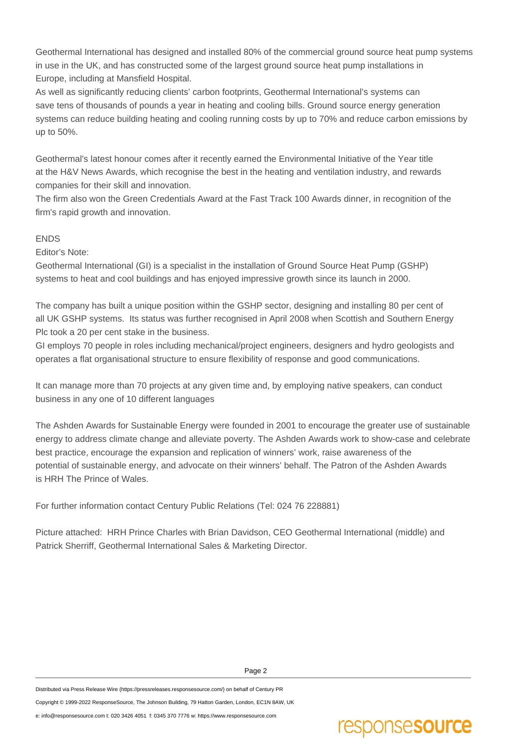Geothermal International has designed and installed 80% of the commercial ground source heat pump systems in use in the UK, and has constructed some of the largest ground source heat pump installations in Europe, including at Mansfield Hospital.

As well as significantly reducing clients' carbon footprints, Geothermal International's systems can save tens of thousands of pounds a year in heating and cooling bills. Ground source energy generation systems can reduce building heating and cooling running costs by up to 70% and reduce carbon emissions by up to 50%.

Geothermal's latest honour comes after it recently earned the Environmental Initiative of the Year title at the H&V News Awards, which recognise the best in the heating and ventilation industry, and rewards companies for their skill and innovation.

The firm also won the Green Credentials Award at the Fast Track 100 Awards dinner, in recognition of the firm's rapid growth and innovation.

ENDS

Editor's Note:

Geothermal International (GI) is a specialist in the installation of Ground Source Heat Pump (GSHP) systems to heat and cool buildings and has enjoyed impressive growth since its launch in 2000.

The company has built a unique position within the GSHP sector, designing and installing 80 per cent of all UK GSHP systems. Its status was further recognised in April 2008 when Scottish and Southern Energy Plc took a 20 per cent stake in the business.

GI employs 70 people in roles including mechanical/project engineers, designers and hydro geologists and operates a flat organisational structure to ensure flexibility of response and good communications.

It can manage more than 70 projects at any given time and, by employing native speakers, can conduct business in any one of 10 different languages

The Ashden Awards for Sustainable Energy were founded in 2001 to encourage the greater use of sustainable energy to address climate change and alleviate poverty. The Ashden Awards work to show-case and celebrate best practice, encourage the expansion and replication of winners' work, raise awareness of the potential of sustainable energy, and advocate on their winners' behalf. The Patron of the Ashden Awards is HRH The Prince of Wales.

For further information contact Century Public Relations (Tel: 024 76 228881)

Picture attached: HRH Prince Charles with Brian Davidson, CEO Geothermal International (middle) and Patrick Sherriff, Geothermal International Sales & Marketing Director.

Distributed via Press Release Wire (https://pressreleases.responsesource.com/) on behalf of Century PR

Copyright © 1999-2022 ResponseSource, The Johnson Building, 79 Hatton Garden, London, EC1N 8AW, UK

e: info@responsesource.com t: 020 3426 4051 f: 0345 370 7776 w: https://www.responsesource.com